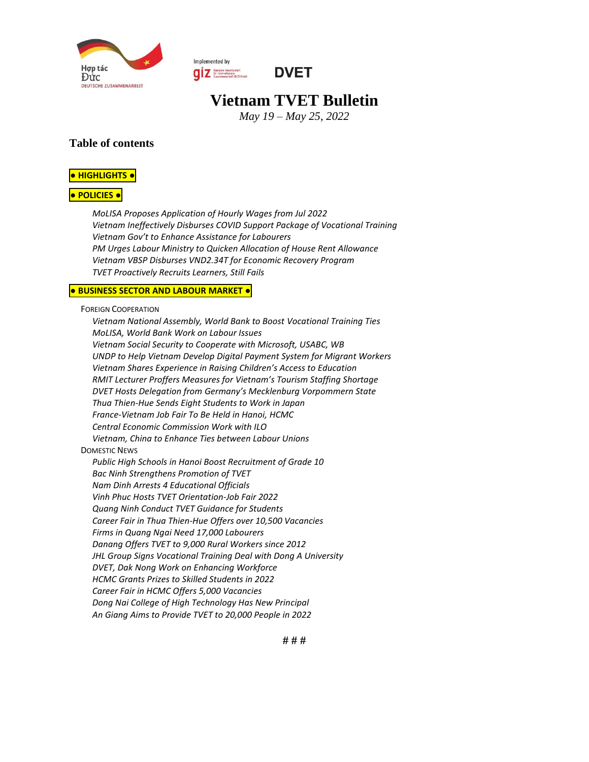Hợp tác Đức
DEUTSCHE ZUSAMMENARBEIT

Implemented by giz

DVET

# Vietnam TVET Bulletin

*May 19 – May 25, 2022*

## Table of contents

**● HIGHLIGHTS ●**

**● POLICIES ●**

*MoLISA Proposes Application of Hourly Wages from Jul 2022*
*Vietnam Ineffectively Disburses COVID Support Package of Vocational Training*
*Vietnam Gov't to Enhance Assistance for Labourers*
*PM Urges Labour Ministry to Quicken Allocation of House Rent Allowance*
*Vietnam VBSP Disburses VND2.34T for Economic Recovery Program*
*TVET Proactively Recruits Learners, Still Fails*

**● BUSINESS SECTOR AND LABOUR MARKET ●**

FOREIGN COOPERATION

*Vietnam National Assembly, World Bank to Boost Vocational Training Ties*
*MoLISA, World Bank Work on Labour Issues*
*Vietnam Social Security to Cooperate with Microsoft, USABC, WB*
*UNDP to Help Vietnam Develop Digital Payment System for Migrant Workers*
*Vietnam Shares Experience in Raising Children's Access to Education*
*RMIT Lecturer Proffers Measures for Vietnam's Tourism Staffing Shortage*
*DVET Hosts Delegation from Germany's Mecklenburg Vorpommern State*
*Thua Thien-Hue Sends Eight Students to Work in Japan*
*France-Vietnam Job Fair To Be Held in Hanoi, HCMC*
*Central Economic Commission Work with ILO*
*Vietnam, China to Enhance Ties between Labour Unions*

DOMESTIC NEWS

*Public High Schools in Hanoi Boost Recruitment of Grade 10*
*Bac Ninh Strengthens Promotion of TVET*
*Nam Dinh Arrests 4 Educational Officials*
*Vinh Phuc Hosts TVET Orientation-Job Fair 2022*
*Quang Ninh Conduct TVET Guidance for Students*
*Career Fair in Thua Thien-Hue Offers over 10,500 Vacancies*
*Firms in Quang Ngai Need 17,000 Labourers*
*Danang Offers TVET to 9,000 Rural Workers since 2012*
*JHL Group Signs Vocational Training Deal with Dong A University*
*DVET, Dak Nong Work on Enhancing Workforce*
*HCMC Grants Prizes to Skilled Students in 2022*
*Career Fair in HCMC Offers 5,000 Vacancies*
*Dong Nai College of High Technology Has New Principal*
*An Giang Aims to Provide TVET to 20,000 People in 2022*

# # #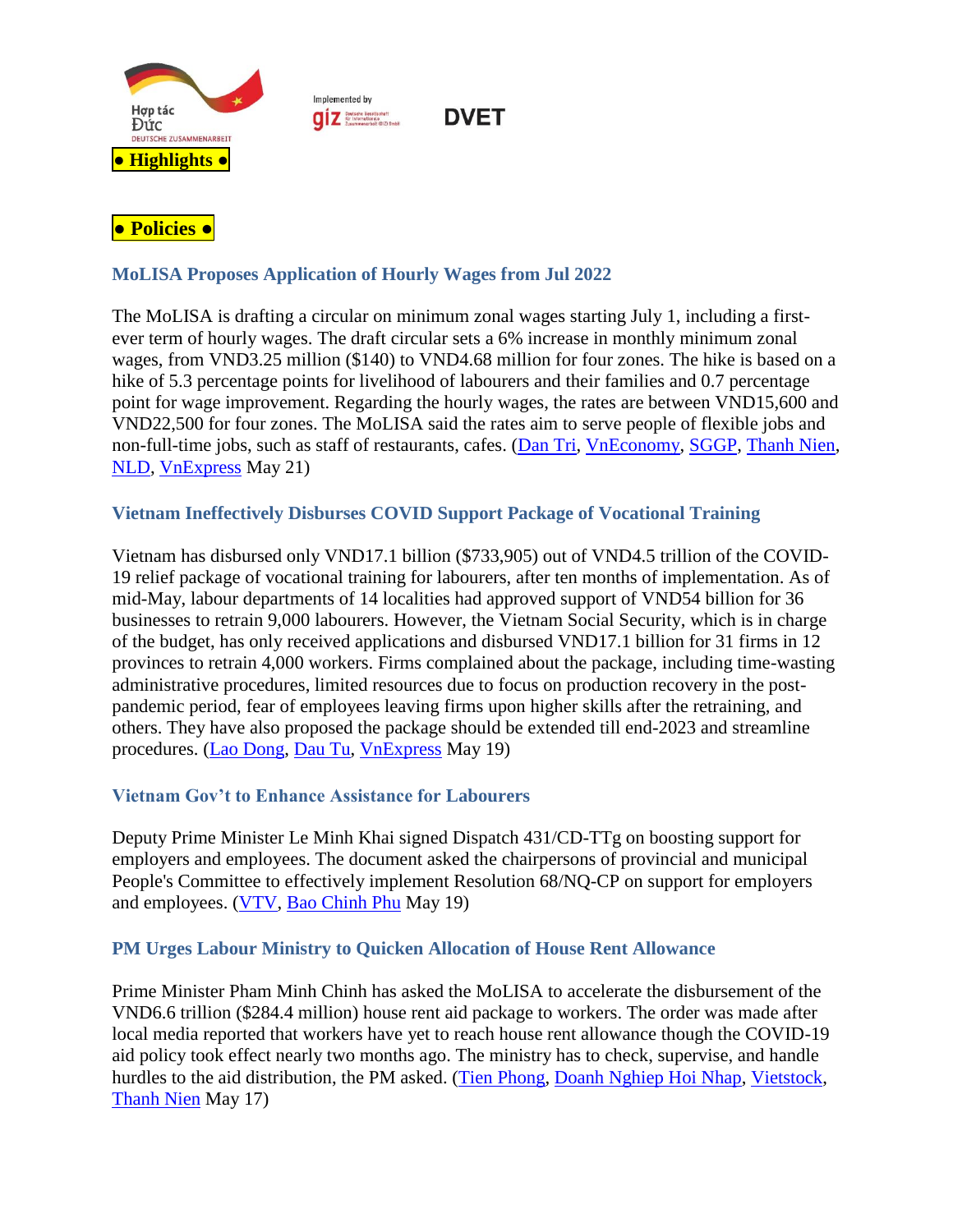**● Highlights ●**

**● Policies ●**

### MoLISA Proposes Application of Hourly Wages from Jul 2022

The MoLISA is drafting a circular on minimum zonal wages starting July 1, including a first-ever term of hourly wages. The draft circular sets a 6% increase in monthly minimum zonal wages, from VND3.25 million ($140) to VND4.68 million for four zones. The hike is based on a hike of 5.3 percentage points for livelihood of labourers and their families and 0.7 percentage point for wage improvement. Regarding the hourly wages, the rates are between VND15,600 and VND22,500 for four zones. The MoLISA said the rates aim to serve people of flexible jobs and non-full-time jobs, such as staff of restaurants, cafes. (Dan Tri, VnEconomy, SGGP, Thanh Nien, NLD, VnExpress May 21)

### Vietnam Ineffectively Disburses COVID Support Package of Vocational Training

Vietnam has disbursed only VND17.1 billion ($733,905) out of VND4.5 trillion of the COVID-19 relief package of vocational training for labourers, after ten months of implementation. As of mid-May, labour departments of 14 localities had approved support of VND54 billion for 36 businesses to retrain 9,000 labourers. However, the Vietnam Social Security, which is in charge of the budget, has only received applications and disbursed VND17.1 billion for 31 firms in 12 provinces to retrain 4,000 workers. Firms complained about the package, including time-wasting administrative procedures, limited resources due to focus on production recovery in the post-pandemic period, fear of employees leaving firms upon higher skills after the retraining, and others. They have also proposed the package should be extended till end-2023 and streamline procedures. (Lao Dong, Dau Tu, VnExpress May 19)

### Vietnam Gov't to Enhance Assistance for Labourers

Deputy Prime Minister Le Minh Khai signed Dispatch 431/CD-TTg on boosting support for employers and employees. The document asked the chairpersons of provincial and municipal People's Committee to effectively implement Resolution 68/NQ-CP on support for employers and employees. (VTV, Bao Chinh Phu May 19)

### PM Urges Labour Ministry to Quicken Allocation of House Rent Allowance

Prime Minister Pham Minh Chinh has asked the MoLISA to accelerate the disbursement of the VND6.6 trillion ($284.4 million) house rent aid package to workers. The order was made after local media reported that workers have yet to reach house rent allowance though the COVID-19 aid policy took effect nearly two months ago. The ministry has to check, supervise, and handle hurdles to the aid distribution, the PM asked. (Tien Phong, Doanh Nghiep Hoi Nhap, Vietstock, Thanh Nien May 17)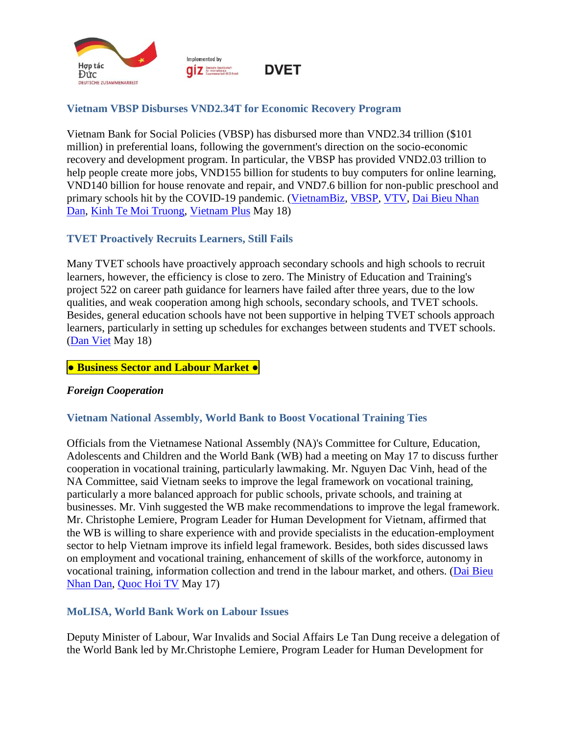### Vietnam VBSP Disburses VND2.34T for Economic Recovery Program

Vietnam Bank for Social Policies (VBSP) has disbursed more than VND2.34 trillion ($101 million) in preferential loans, following the government's direction on the socio-economic recovery and development program. In particular, the VBSP has provided VND2.03 trillion to help people create more jobs, VND155 billion for students to buy computers for online learning, VND140 billion for house renovate and repair, and VND7.6 billion for non-public preschool and primary schools hit by the COVID-19 pandemic. (VietnamBiz, VBSP, VTV, Dai Bieu Nhan Dan, Kinh Te Moi Truong, Vietnam Plus May 18)

### TVET Proactively Recruits Learners, Still Fails

Many TVET schools have proactively approach secondary schools and high schools to recruit learners, however, the efficiency is close to zero. The Ministry of Education and Training's project 522 on career path guidance for learners have failed after three years, due to the low qualities, and weak cooperation among high schools, secondary schools, and TVET schools. Besides, general education schools have not been supportive in helping TVET schools approach learners, particularly in setting up schedules for exchanges between students and TVET schools. (Dan Viet May 18)

## ● Business Sector and Labour Market ●

***Foreign Cooperation***

### Vietnam National Assembly, World Bank to Boost Vocational Training Ties

Officials from the Vietnamese National Assembly (NA)'s Committee for Culture, Education, Adolescents and Children and the World Bank (WB) had a meeting on May 17 to discuss further cooperation in vocational training, particularly lawmaking. Mr. Nguyen Dac Vinh, head of the NA Committee, said Vietnam seeks to improve the legal framework on vocational training, particularly a more balanced approach for public schools, private schools, and training at businesses. Mr. Vinh suggested the WB make recommendations to improve the legal framework. Mr. Christophe Lemiere, Program Leader for Human Development for Vietnam, affirmed that the WB is willing to share experience with and provide specialists in the education-employment sector to help Vietnam improve its infield legal framework. Besides, both sides discussed laws on employment and vocational training, enhancement of skills of the workforce, autonomy in vocational training, information collection and trend in the labour market, and others. (Dai Bieu Nhan Dan, Quoc Hoi TV May 17)

### MoLISA, World Bank Work on Labour Issues

Deputy Minister of Labour, War Invalids and Social Affairs Le Tan Dung receive a delegation of the World Bank led by Mr.Christophe Lemiere, Program Leader for Human Development for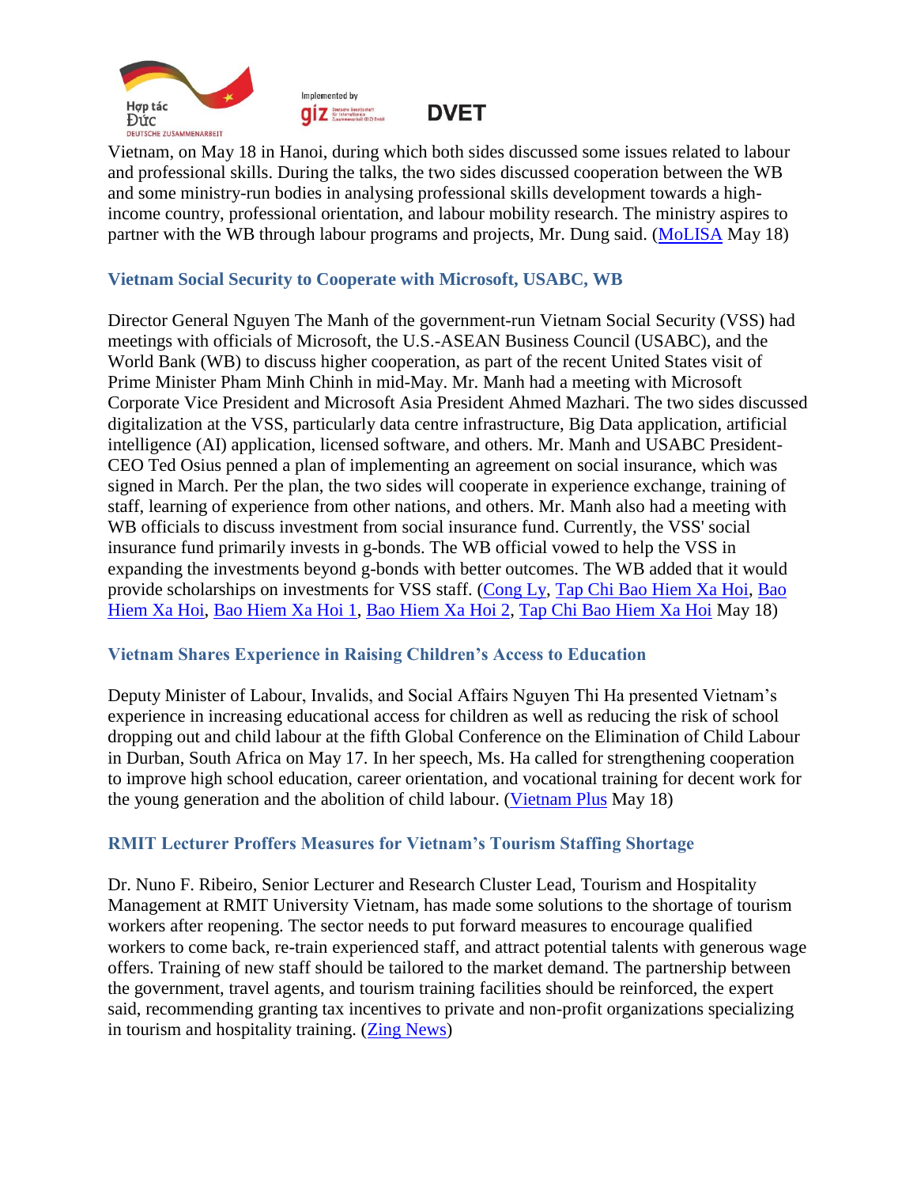Vietnam, on May 18 in Hanoi, during which both sides discussed some issues related to labour and professional skills. During the talks, the two sides discussed cooperation between the WB and some ministry-run bodies in analysing professional skills development towards a high-income country, professional orientation, and labour mobility research. The ministry aspires to partner with the WB through labour programs and projects, Mr. Dung said. (MoLISA May 18)

### Vietnam Social Security to Cooperate with Microsoft, USABC, WB

Director General Nguyen The Manh of the government-run Vietnam Social Security (VSS) had meetings with officials of Microsoft, the U.S.-ASEAN Business Council (USABC), and the World Bank (WB) to discuss higher cooperation, as part of the recent United States visit of Prime Minister Pham Minh Chinh in mid-May. Mr. Manh had a meeting with Microsoft Corporate Vice President and Microsoft Asia President Ahmed Mazhari. The two sides discussed digitalization at the VSS, particularly data centre infrastructure, Big Data application, artificial intelligence (AI) application, licensed software, and others. Mr. Manh and USABC President-CEO Ted Osius penned a plan of implementing an agreement on social insurance, which was signed in March. Per the plan, the two sides will cooperate in experience exchange, training of staff, learning of experience from other nations, and others. Mr. Manh also had a meeting with WB officials to discuss investment from social insurance fund. Currently, the VSS' social insurance fund primarily invests in g-bonds. The WB official vowed to help the VSS in expanding the investments beyond g-bonds with better outcomes. The WB added that it would provide scholarships on investments for VSS staff. (Cong Ly, Tap Chi Bao Hiem Xa Hoi, Bao Hiem Xa Hoi, Bao Hiem Xa Hoi 1, Bao Hiem Xa Hoi 2, Tap Chi Bao Hiem Xa Hoi May 18)

### Vietnam Shares Experience in Raising Children's Access to Education

Deputy Minister of Labour, Invalids, and Social Affairs Nguyen Thi Ha presented Vietnam's experience in increasing educational access for children as well as reducing the risk of school dropping out and child labour at the fifth Global Conference on the Elimination of Child Labour in Durban, South Africa on May 17. In her speech, Ms. Ha called for strengthening cooperation to improve high school education, career orientation, and vocational training for decent work for the young generation and the abolition of child labour. (Vietnam Plus May 18)

### RMIT Lecturer Proffers Measures for Vietnam's Tourism Staffing Shortage

Dr. Nuno F. Ribeiro, Senior Lecturer and Research Cluster Lead, Tourism and Hospitality Management at RMIT University Vietnam, has made some solutions to the shortage of tourism workers after reopening. The sector needs to put forward measures to encourage qualified workers to come back, re-train experienced staff, and attract potential talents with generous wage offers. Training of new staff should be tailored to the market demand. The partnership between the government, travel agents, and tourism training facilities should be reinforced, the expert said, recommending granting tax incentives to private and non-profit organizations specializing in tourism and hospitality training. (Zing News)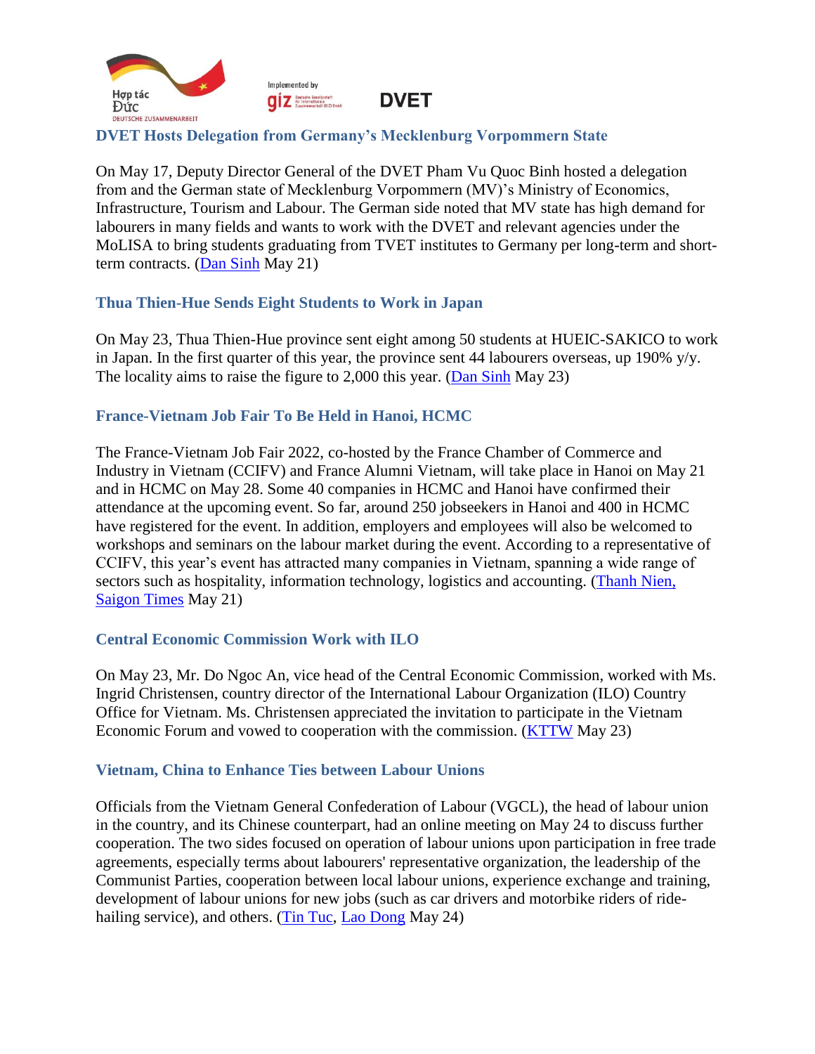### DVET Hosts Delegation from Germany's Mecklenburg Vorpommern State

On May 17, Deputy Director General of the DVET Pham Vu Quoc Binh hosted a delegation from and the German state of Mecklenburg Vorpommern (MV)'s Ministry of Economics, Infrastructure, Tourism and Labour. The German side noted that MV state has high demand for labourers in many fields and wants to work with the DVET and relevant agencies under the MoLISA to bring students graduating from TVET institutes to Germany per long-term and short-term contracts. (Dan Sinh May 21)

### Thua Thien-Hue Sends Eight Students to Work in Japan

On May 23, Thua Thien-Hue province sent eight among 50 students at HUEIC-SAKICO to work in Japan. In the first quarter of this year, the province sent 44 labourers overseas, up 190% y/y. The locality aims to raise the figure to 2,000 this year. (Dan Sinh May 23)

### France-Vietnam Job Fair To Be Held in Hanoi, HCMC

The France-Vietnam Job Fair 2022, co-hosted by the France Chamber of Commerce and Industry in Vietnam (CCIFV) and France Alumni Vietnam, will take place in Hanoi on May 21 and in HCMC on May 28. Some 40 companies in HCMC and Hanoi have confirmed their attendance at the upcoming event. So far, around 250 jobseekers in Hanoi and 400 in HCMC have registered for the event. In addition, employers and employees will also be welcomed to workshops and seminars on the labour market during the event. According to a representative of CCIFV, this year's event has attracted many companies in Vietnam, spanning a wide range of sectors such as hospitality, information technology, logistics and accounting. (Thanh Nien, Saigon Times May 21)

### Central Economic Commission Work with ILO

On May 23, Mr. Do Ngoc An, vice head of the Central Economic Commission, worked with Ms. Ingrid Christensen, country director of the International Labour Organization (ILO) Country Office for Vietnam. Ms. Christensen appreciated the invitation to participate in the Vietnam Economic Forum and vowed to cooperation with the commission. (KTTW May 23)

### Vietnam, China to Enhance Ties between Labour Unions

Officials from the Vietnam General Confederation of Labour (VGCL), the head of labour union in the country, and its Chinese counterpart, had an online meeting on May 24 to discuss further cooperation. The two sides focused on operation of labour unions upon participation in free trade agreements, especially terms about labourers' representative organization, the leadership of the Communist Parties, cooperation between local labour unions, experience exchange and training, development of labour unions for new jobs (such as car drivers and motorbike riders of ride-hailing service), and others. (Tin Tuc, Lao Dong May 24)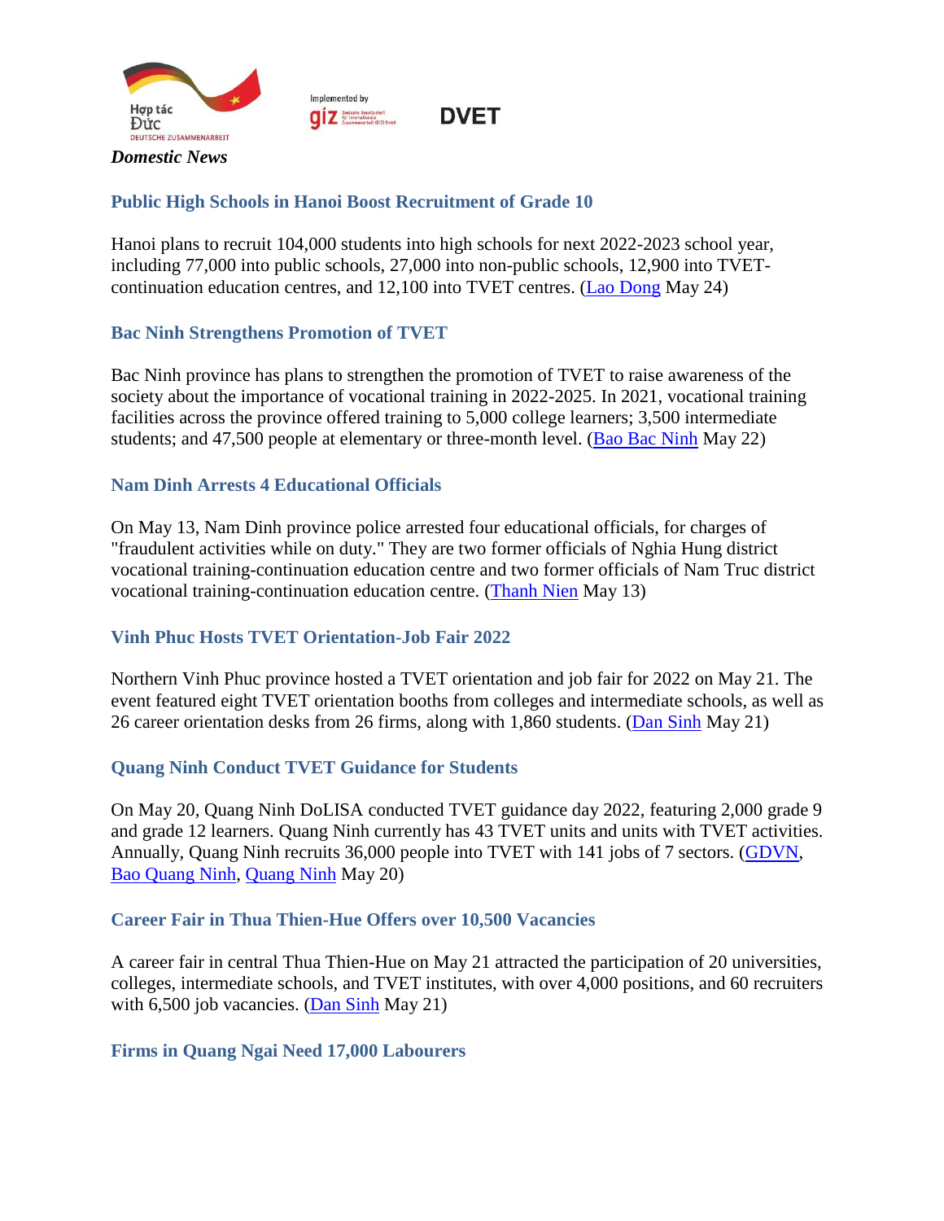*Domestic News*

### Public High Schools in Hanoi Boost Recruitment of Grade 10

Hanoi plans to recruit 104,000 students into high schools for next 2022-2023 school year, including 77,000 into public schools, 27,000 into non-public schools, 12,900 into TVET-continuation education centres, and 12,100 into TVET centres. (Lao Dong May 24)

### Bac Ninh Strengthens Promotion of TVET

Bac Ninh province has plans to strengthen the promotion of TVET to raise awareness of the society about the importance of vocational training in 2022-2025. In 2021, vocational training facilities across the province offered training to 5,000 college learners; 3,500 intermediate students; and 47,500 people at elementary or three-month level. (Bao Bac Ninh May 22)

### Nam Dinh Arrests 4 Educational Officials

On May 13, Nam Dinh province police arrested four educational officials, for charges of "fraudulent activities while on duty." They are two former officials of Nghia Hung district vocational training-continuation education centre and two former officials of Nam Truc district vocational training-continuation education centre. (Thanh Nien May 13)

### Vinh Phuc Hosts TVET Orientation-Job Fair 2022

Northern Vinh Phuc province hosted a TVET orientation and job fair for 2022 on May 21. The event featured eight TVET orientation booths from colleges and intermediate schools, as well as 26 career orientation desks from 26 firms, along with 1,860 students. (Dan Sinh May 21)

### Quang Ninh Conduct TVET Guidance for Students

On May 20, Quang Ninh DoLISA conducted TVET guidance day 2022, featuring 2,000 grade 9 and grade 12 learners. Quang Ninh currently has 43 TVET units and units with TVET activities. Annually, Quang Ninh recruits 36,000 people into TVET with 141 jobs of 7 sectors. (GDVN, Bao Quang Ninh, Quang Ninh May 20)

### Career Fair in Thua Thien-Hue Offers over 10,500 Vacancies

A career fair in central Thua Thien-Hue on May 21 attracted the participation of 20 universities, colleges, intermediate schools, and TVET institutes, with over 4,000 positions, and 60 recruiters with 6,500 job vacancies. (Dan Sinh May 21)

### Firms in Quang Ngai Need 17,000 Labourers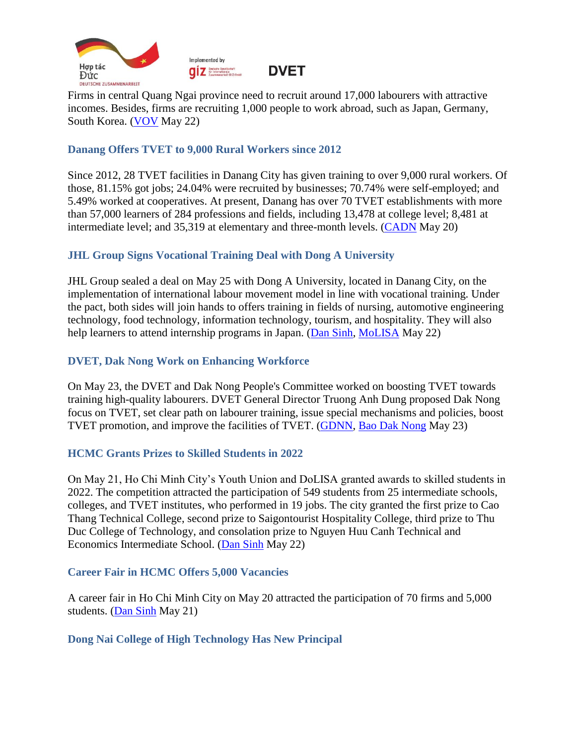Firms in central Quang Ngai province need to recruit around 17,000 labourers with attractive incomes. Besides, firms are recruiting 1,000 people to work abroad, such as Japan, Germany, South Korea. (VOV May 22)

### Danang Offers TVET to 9,000 Rural Workers since 2012

Since 2012, 28 TVET facilities in Danang City has given training to over 9,000 rural workers. Of those, 81.15% got jobs; 24.04% were recruited by businesses; 70.74% were self-employed; and 5.49% worked at cooperatives. At present, Danang has over 70 TVET establishments with more than 57,000 learners of 284 professions and fields, including 13,478 at college level; 8,481 at intermediate level; and 35,319 at elementary and three-month levels. (CADN May 20)

### JHL Group Signs Vocational Training Deal with Dong A University

JHL Group sealed a deal on May 25 with Dong A University, located in Danang City, on the implementation of international labour movement model in line with vocational training. Under the pact, both sides will join hands to offers training in fields of nursing, automotive engineering technology, food technology, information technology, tourism, and hospitality. They will also help learners to attend internship programs in Japan. (Dan Sinh, MoLISA May 22)

### DVET, Dak Nong Work on Enhancing Workforce

On May 23, the DVET and Dak Nong People's Committee worked on boosting TVET towards training high-quality labourers. DVET General Director Truong Anh Dung proposed Dak Nong focus on TVET, set clear path on labourer training, issue special mechanisms and policies, boost TVET promotion, and improve the facilities of TVET. (GDNN, Bao Dak Nong May 23)

### HCMC Grants Prizes to Skilled Students in 2022

On May 21, Ho Chi Minh City's Youth Union and DoLISA granted awards to skilled students in 2022. The competition attracted the participation of 549 students from 25 intermediate schools, colleges, and TVET institutes, who performed in 19 jobs. The city granted the first prize to Cao Thang Technical College, second prize to Saigontourist Hospitality College, third prize to Thu Duc College of Technology, and consolation prize to Nguyen Huu Canh Technical and Economics Intermediate School. (Dan Sinh May 22)

### Career Fair in HCMC Offers 5,000 Vacancies

A career fair in Ho Chi Minh City on May 20 attracted the participation of 70 firms and 5,000 students. (Dan Sinh May 21)

### Dong Nai College of High Technology Has New Principal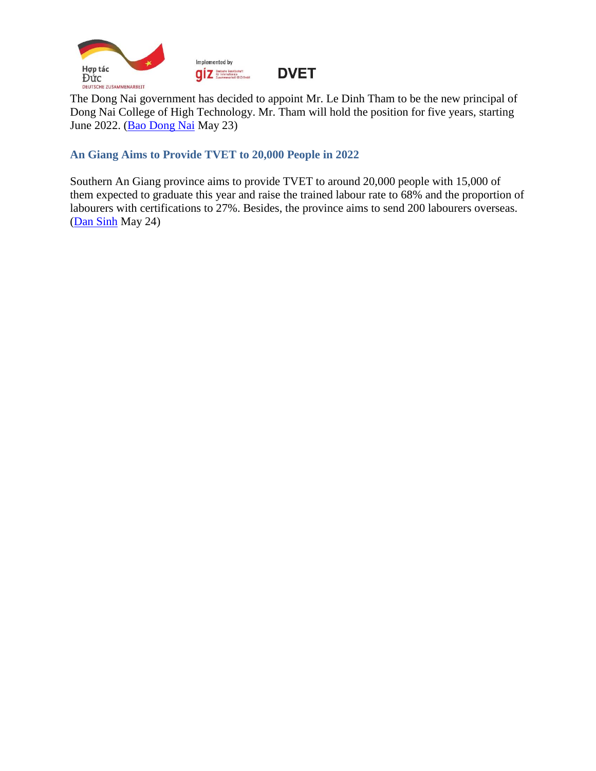The Dong Nai government has decided to appoint Mr. Le Dinh Tham to be the new principal of Dong Nai College of High Technology. Mr. Tham will hold the position for five years, starting June 2022. (Bao Dong Nai May 23)

### An Giang Aims to Provide TVET to 20,000 People in 2022

Southern An Giang province aims to provide TVET to around 20,000 people with 15,000 of them expected to graduate this year and raise the trained labour rate to 68% and the proportion of labourers with certifications to 27%. Besides, the province aims to send 200 labourers overseas. (Dan Sinh May 24)